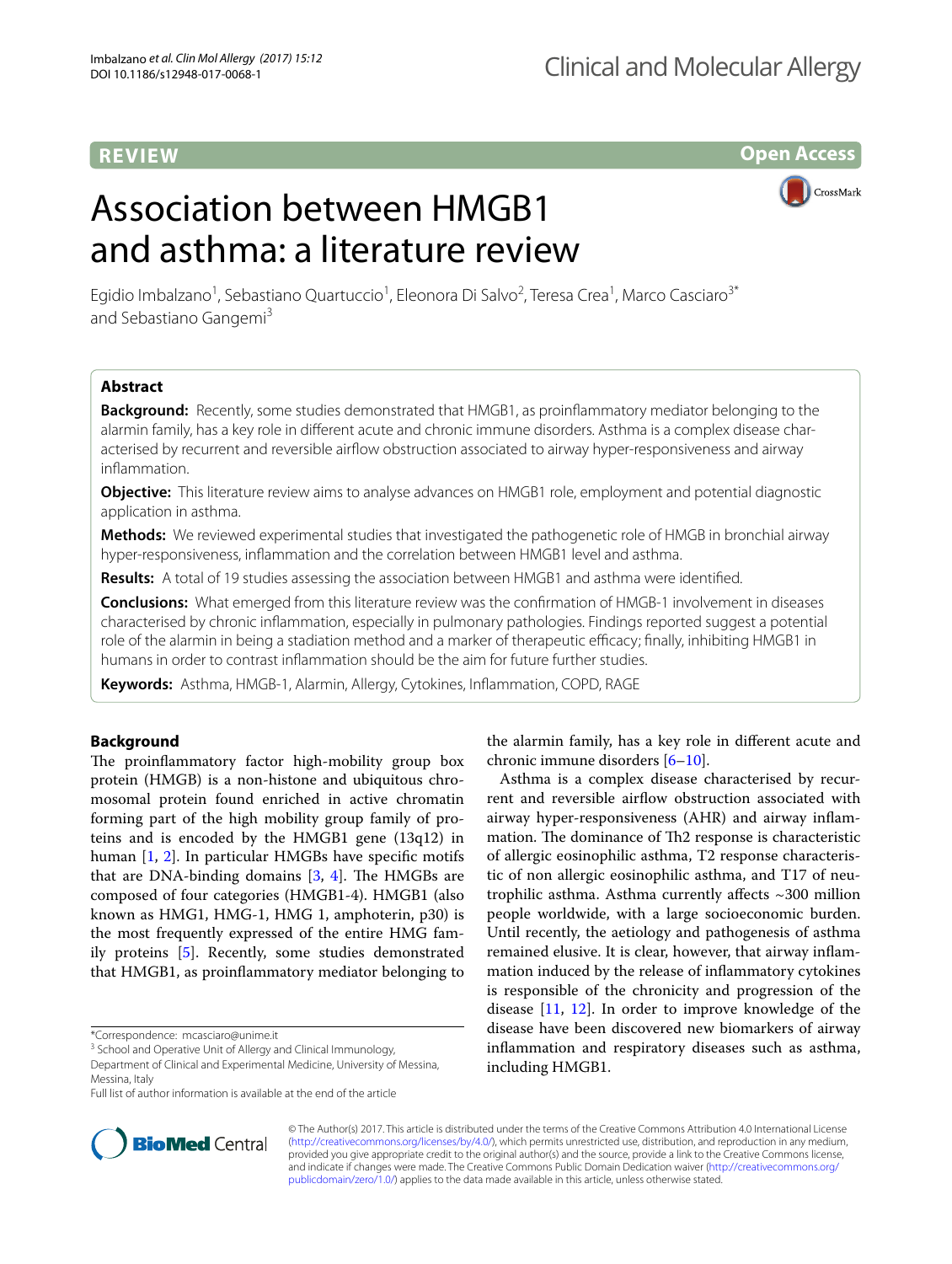REVIEW

Open Access

# Association between HMGB1 and asthma: a literature review

Egidio Imbalzano[1], Sebastiano Quartuccio[1], Eleonora Di Salvo[2], Teresa Crea[1], Marco Casciaro[3*] and Sebastiano Gangemi[3]

## Abstract

**Background:** Recently, some studies demonstrated that HMGB1, as proinflammatory mediator belonging to the alarmin family, has a key role in different acute and chronic immune disorders. Asthma is a complex disease characterised by recurrent and reversible airflow obstruction associated to airway hyper-responsiveness and airway inflammation.

**Objective:** This literature review aims to analyse advances on HMGB1 role, employment and potential diagnostic application in asthma.

**Methods:** We reviewed experimental studies that investigated the pathogenetic role of HMGB in bronchial airway hyper-responsiveness, inflammation and the correlation between HMGB1 level and asthma.

**Results:** A total of 19 studies assessing the association between HMGB1 and asthma were identified.

**Conclusions:** What emerged from this literature review was the confirmation of HMGB-1 involvement in diseases characterised by chronic inflammation, especially in pulmonary pathologies. Findings reported suggest a potential role of the alarmin in being a stadiation method and a marker of therapeutic efficacy; finally, inhibiting HMGB1 in humans in order to contrast inflammation should be the aim for future further studies.

**Keywords:** Asthma, HMGB-1, Alarmin, Allergy, Cytokines, Inflammation, COPD, RAGE

## Background

The proinflammatory factor high-mobility group box protein (HMGB) is a non-histone and ubiquitous chromosomal protein found enriched in active chromatin forming part of the high mobility group family of proteins and is encoded by the HMGB1 gene (13q12) in human [1, 2]. In particular HMGBs have specific motifs that are DNA-binding domains [3, 4]. The HMGBs are composed of four categories (HMGB1-4). HMGB1 (also known as HMG1, HMG-1, HMG 1, amphoterin, p30) is the most frequently expressed of the entire HMG family proteins [5]. Recently, some studies demonstrated that HMGB1, as proinflammatory mediator belonging to the alarmin family, has a key role in different acute and chronic immune disorders [6–10].

Asthma is a complex disease characterised by recurrent and reversible airflow obstruction associated with airway hyper-responsiveness (AHR) and airway inflammation. The dominance of Th2 response is characteristic of allergic eosinophilic asthma, T2 response characteristic of non allergic eosinophilic asthma, and T17 of neutrophilic asthma. Asthma currently affects ~300 million people worldwide, with a large socioeconomic burden. Until recently, the aetiology and pathogenesis of asthma remained elusive. It is clear, however, that airway inflammation induced by the release of inflammatory cytokines is responsible of the chronicity and progression of the disease [11, 12]. In order to improve knowledge of the disease have been discovered new biomarkers of airway inflammation and respiratory diseases such as asthma, including HMGB1.

*Correspondence: mcasciaro@unime.it
[3] School and Operative Unit of Allergy and Clinical Immunology, Department of Clinical and Experimental Medicine, University of Messina, Messina, Italy
Full list of author information is available at the end of the article

© The Author(s) 2017. This article is distributed under the terms of the Creative Commons Attribution 4.0 International License (http://creativecommons.org/licenses/by/4.0/), which permits unrestricted use, distribution, and reproduction in any medium, provided you give appropriate credit to the original author(s) and the source, provide a link to the Creative Commons license, and indicate if changes were made. The Creative Commons Public Domain Dedication waiver (http://creativecommons.org/publicdomain/zero/1.0/) applies to the data made available in this article, unless otherwise stated.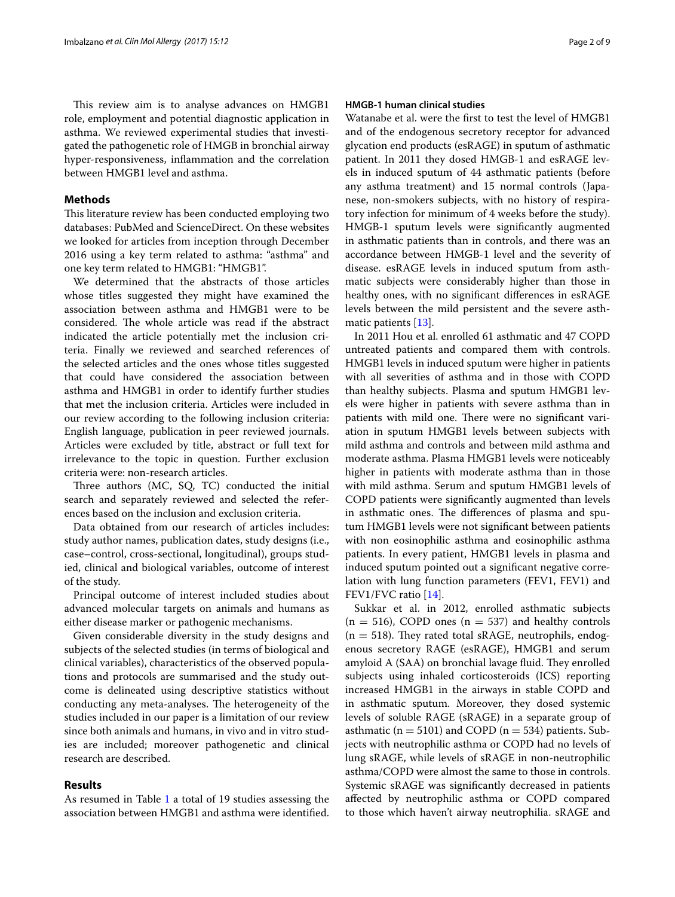This review aim is to analyse advances on HMGB1 role, employment and potential diagnostic application in asthma. We reviewed experimental studies that investigated the pathogenetic role of HMGB in bronchial airway hyper-responsiveness, inflammation and the correlation between HMGB1 level and asthma.

## Methods

This literature review has been conducted employing two databases: PubMed and ScienceDirect. On these websites we looked for articles from inception through December 2016 using a key term related to asthma: "asthma" and one key term related to HMGB1: "HMGB1".

We determined that the abstracts of those articles whose titles suggested they might have examined the association between asthma and HMGB1 were to be considered. The whole article was read if the abstract indicated the article potentially met the inclusion criteria. Finally we reviewed and searched references of the selected articles and the ones whose titles suggested that could have considered the association between asthma and HMGB1 in order to identify further studies that met the inclusion criteria. Articles were included in our review according to the following inclusion criteria: English language, publication in peer reviewed journals. Articles were excluded by title, abstract or full text for irrelevance to the topic in question. Further exclusion criteria were: non-research articles.

Three authors (MC, SQ, TC) conducted the initial search and separately reviewed and selected the references based on the inclusion and exclusion criteria.

Data obtained from our research of articles includes: study author names, publication dates, study designs (i.e., case–control, cross-sectional, longitudinal), groups studied, clinical and biological variables, outcome of interest of the study.

Principal outcome of interest included studies about advanced molecular targets on animals and humans as either disease marker or pathogenic mechanisms.

Given considerable diversity in the study designs and subjects of the selected studies (in terms of biological and clinical variables), characteristics of the observed populations and protocols are summarised and the study outcome is delineated using descriptive statistics without conducting any meta-analyses. The heterogeneity of the studies included in our paper is a limitation of our review since both animals and humans, in vivo and in vitro studies are included; moreover pathogenetic and clinical research are described.

## Results

As resumed in Table 1 a total of 19 studies assessing the association between HMGB1 and asthma were identified.

### HMGB-1 human clinical studies

Watanabe et al. were the first to test the level of HMGB1 and of the endogenous secretory receptor for advanced glycation end products (esRAGE) in sputum of asthmatic patient. In 2011 they dosed HMGB-1 and esRAGE levels in induced sputum of 44 asthmatic patients (before any asthma treatment) and 15 normal controls (Japanese, non-smokers subjects, with no history of respiratory infection for minimum of 4 weeks before the study). HMGB-1 sputum levels were significantly augmented in asthmatic patients than in controls, and there was an accordance between HMGB-1 level and the severity of disease. esRAGE levels in induced sputum from asthmatic subjects were considerably higher than those in healthy ones, with no significant differences in esRAGE levels between the mild persistent and the severe asthmatic patients [13].

In 2011 Hou et al. enrolled 61 asthmatic and 47 COPD untreated patients and compared them with controls. HMGB1 levels in induced sputum were higher in patients with all severities of asthma and in those with COPD than healthy subjects. Plasma and sputum HMGB1 levels were higher in patients with severe asthma than in patients with mild one. There were no significant variation in sputum HMGB1 levels between subjects with mild asthma and controls and between mild asthma and moderate asthma. Plasma HMGB1 levels were noticeably higher in patients with moderate asthma than in those with mild asthma. Serum and sputum HMGB1 levels of COPD patients were significantly augmented than levels in asthmatic ones. The differences of plasma and sputum HMGB1 levels were not significant between patients with non eosinophilic asthma and eosinophilic asthma patients. In every patient, HMGB1 levels in plasma and induced sputum pointed out a significant negative correlation with lung function parameters (FEV1, FEV1) and FEV1/FVC ratio [14].

Sukkar et al. in 2012, enrolled asthmatic subjects ($n = 516$), COPD ones ($n = 537$) and healthy controls ($n = 518$). They rated total sRAGE, neutrophils, endogenous secretory RAGE (esRAGE), HMGB1 and serum amyloid A (SAA) on bronchial lavage fluid. They enrolled subjects using inhaled corticosteroids (ICS) reporting increased HMGB1 in the airways in stable COPD and in asthmatic sputum. Moreover, they dosed systemic levels of soluble RAGE (sRAGE) in a separate group of asthmatic ($n = 5101$) and COPD ($n = 534$) patients. Subjects with neutrophilic asthma or COPD had no levels of lung sRAGE, while levels of sRAGE in non-neutrophilic asthma/COPD were almost the same to those in controls. Systemic sRAGE was significantly decreased in patients affected by neutrophilic asthma or COPD compared to those which haven't airway neutrophilia. sRAGE and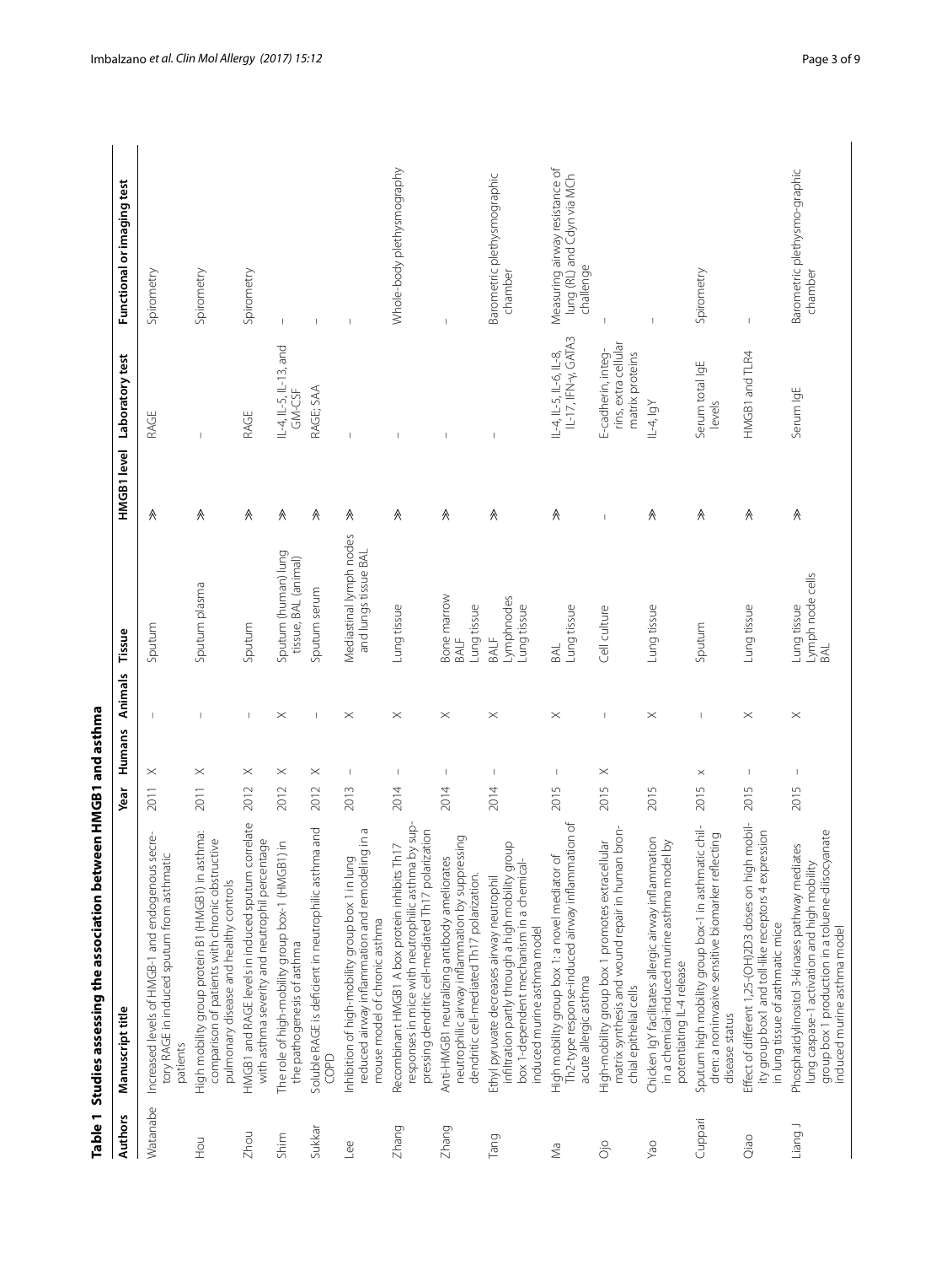**Table 1 Studies assessing the association between HMGB1 and asthma**

| Authors | Manuscript title | Year | Humans | Animals | Tissue | HMGB1 level | Laboratory test | Functional or imaging test |
|---|---|---|---|---|---|---|---|---|
| Watanabe | Increased levels of HMGB-1 and endogenous secretory RAGE in induced sputum from asthmatic patients | 2011 | × | – | Sputum | ⩔ | RAGE | Spirometry |
| Hou | High mobility group protein B1 (HMGB1) in asthma: comparison of patients with chronic obstructive pulmonary disease and healthy controls | 2011 | × | – | Sputum plasma | ⩔ | – | Spirometry |
| Zhou | HMGB1 and RAGE levels in induced sputum correlate with asthma severity and neutrophil percentage | 2012 | × | – | Sputum | ⩔ | RAGE | Spirometry |
| Shim | The role of high-mobility group box-1 (HMGB1) in the pathogenesis of asthma | 2012 | × | × | Sputum (human) lung tissue, BAL (animal) | ⩔ | IL-4, IL-5, IL-13, and GM-CSF | – |
| Sukkar | Soluble RAGE is deficient in neutrophilic asthma and COPD | 2012 | × | – | Sputum serum | ⩔ | RAGE; SAA | – |
| Lee | Inhibition of high-mobility group box 1 in lung reduced airway inflammation and remodeling in a mouse model of chronic asthma | 2013 | – | × | Mediastinal lymph nodes and lungs tissue BAL | ⩔ | – | – |
| Zhang | Recombinant HMGB1 A box protein inhibits Th17 responses in mice with neutrophilic asthma by suppressing dendritic cell-mediated Th17 polarization | 2014 | – | × | Lung tissue | ⩔ | – | Whole-body plethysmography |
| Zhang | Anti-HMGB1 neutralizing antibody ameliorates neutrophilic airway inflammation by suppressing dendritic cell-mediated Th17 polarization. | 2014 | – | × | Bone marrow BALF Lung tissue | ⩔ | – | – |
| Tang | Ethyl pyruvate decreases airway neutrophil infiltration partly through a high mobility group box 1-dependent mechanism in a chemical-induced murine asthma model | 2014 | – | × | BALF Lymphnodes Lung tissue | ⩔ | – | Barometric plethysmographic chamber |
| Ma | High mobility group box 1: a novel mediator of Th2-type response-induced airway inflammation of acute allergic asthma | 2015 | – | × | BAL Lung tissue | ⩔ | IL-4, IL-5, IL-6, IL-8, IL-17, IFN-γ, GATA3 | Measuring airway resistance of lung (RL) and Cdyn via MCh challenge |
| Ojo | High-mobility group box 1 promotes extracellular matrix synthesis and wound repair in human bronchial epithelial cells | 2015 | × | – | Cell culture | – | E-cadherin, integrins, extra cellular matrix proteins | – |
| Yao | Chicken IgY facilitates allergic airway inflammation in a chemical-induced murine asthma model by potentiating IL-4 release | 2015 | | × | Lung tissue | ⩔ | IL-4, IgY | – |
| Cuppari | Sputum high mobility group box-1 in asthmatic children: a noninvasive sensitive biomarker reflecting disease status | 2015 | × | – | Sputum | ⩔ | Serum total IgE levels | Spirometry |
| Qiao | Effect of different 1,25-(OH)2D3 doses on high mobility group box1 and toll-like receptors 4 expression in lung tissue of asthmatic mice | 2015 | – | × | Lung tissue | ⩔ | HMGB1 and TLR4 | – |
| Liang J | Phosphatidylinositol 3-kinases pathway mediates lung caspase-1 activation and high mobility group box 1 production in a toluene-diisocyanate induced murine asthma model | 2015 | – | × | Lung tissue Lymph node cells BAL | ⩔ | Serum IgE | Barometric plethysmo-graphic chamber |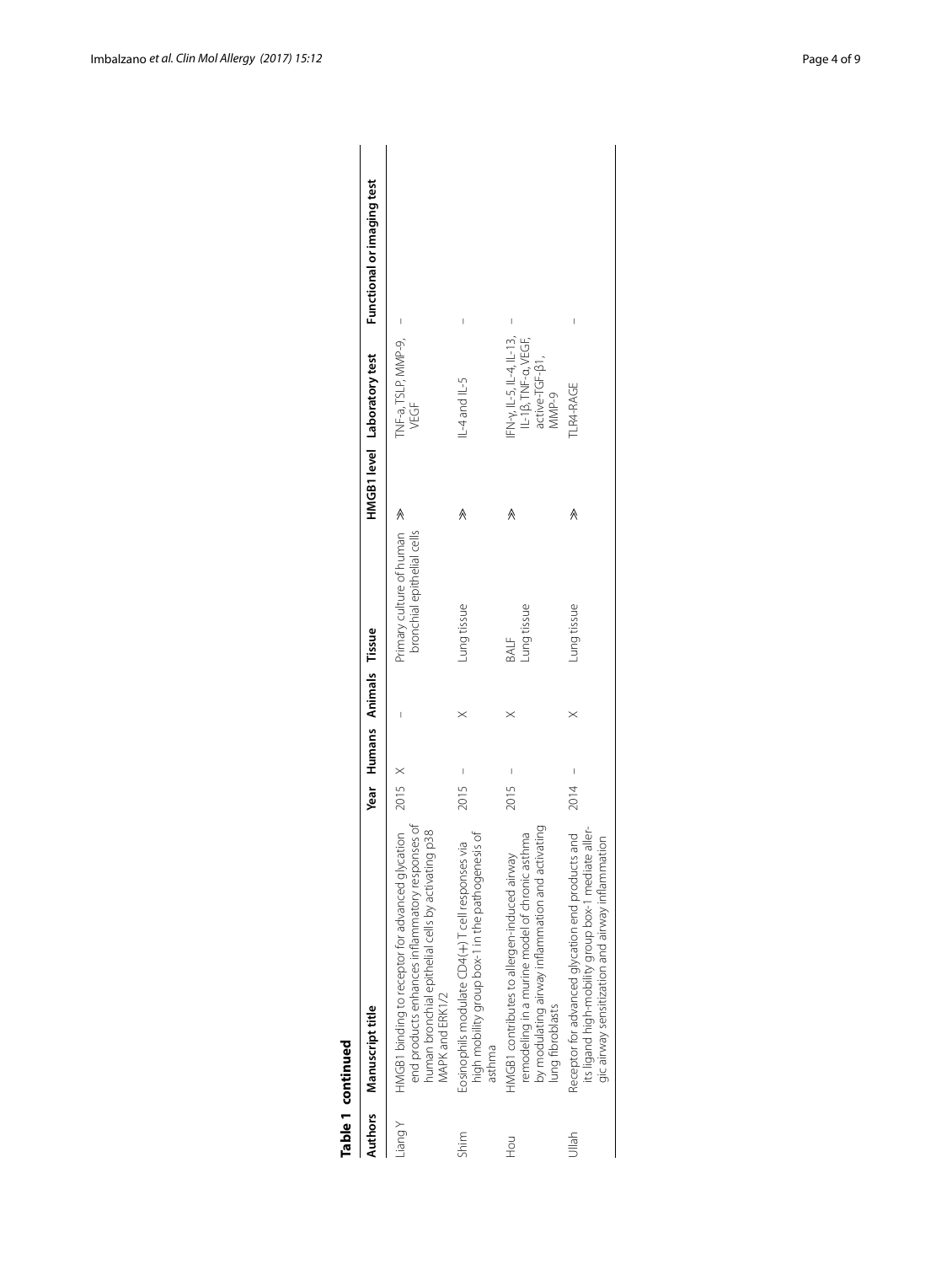**Table 1 continued**

| Authors | Manuscript title | Year | Humans | Animals | Tissue | HMGB1 level | Laboratory test | Functional or imaging test |
|---|---|---|---|---|---|---|---|---|
| Liang Y | HMGB1 binding to receptor for advanced glycation end products enhances inflammatory responses of human bronchial epithelial cells by activating p38 MAPK and ERK1/2 | 2015 | × | – | Primary culture of human bronchial epithelial cells | ⋙ | TNF-a, TSLP, MMP-9, VEGF | – |
| Shim | Eosinophils modulate CD4(+) T cell responses via high mobility group box-1 in the pathogenesis of asthma | 2015 | – | × | Lung tissue | ⋙ | IL-4 and IL-5 | – |
| Hou | HMGB1 contributes to allergen-induced airway remodeling in a murine model of chronic asthma by modulating airway inflammation and activating lung fibroblasts | 2015 | – | × | BALF<br>Lung tissue | ⋙ | IFN-γ, IL-5, IL-4, IL-13, IL-1β, TNF-α, VEGF, active-TGF-β1, MMP-9 | – |
| Ullah | Receptor for advanced glycation end products and its ligand high-mobility group box-1 mediate allergic airway sensitization and airway inflammation | 2014 | – | × | Lung tissue | ⋙ | TLR4-RAGE | – |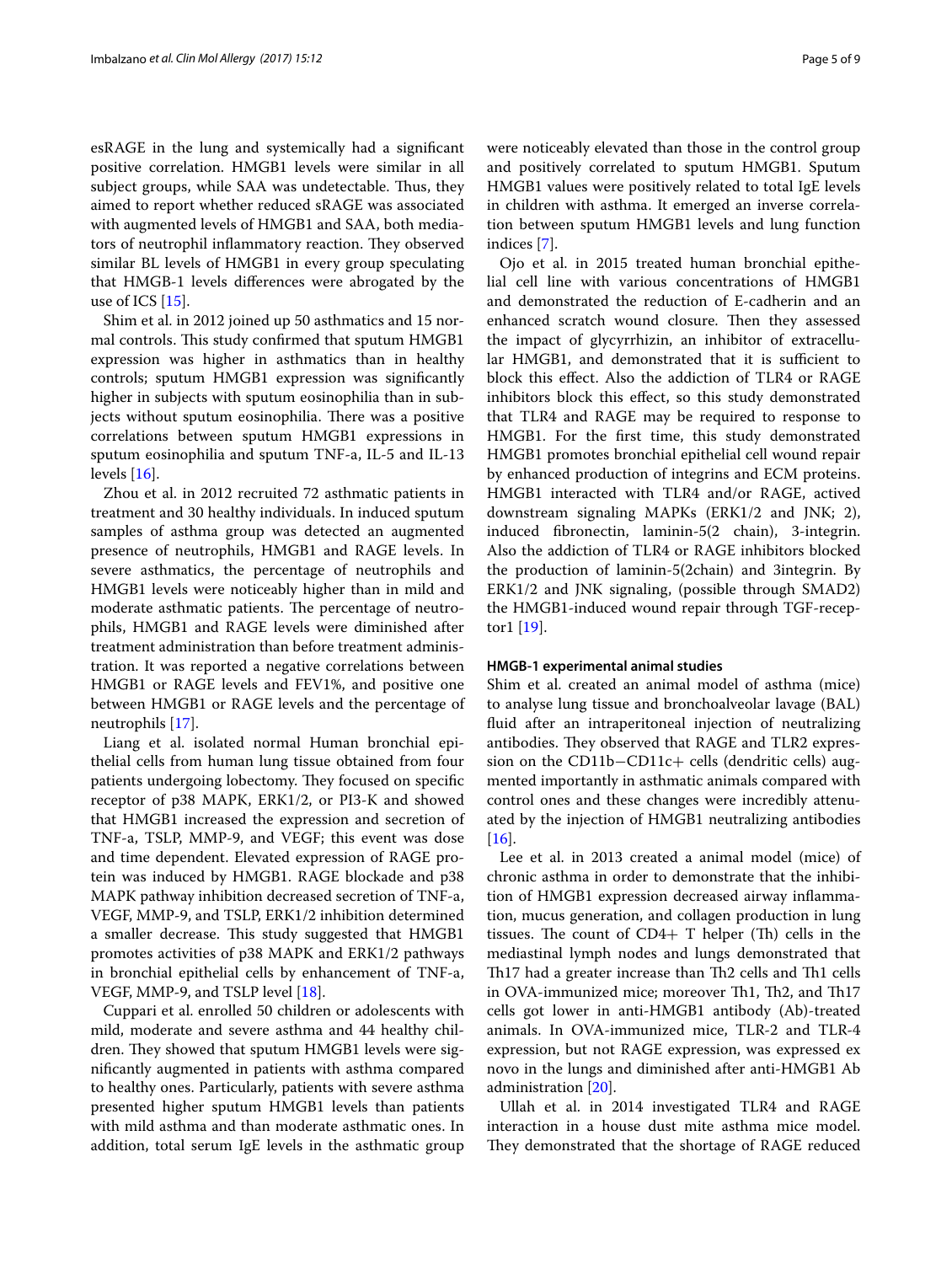esRAGE in the lung and systemically had a significant positive correlation. HMGB1 levels were similar in all subject groups, while SAA was undetectable. Thus, they aimed to report whether reduced sRAGE was associated with augmented levels of HMGB1 and SAA, both mediators of neutrophil inflammatory reaction. They observed similar BL levels of HMGB1 in every group speculating that HMGB-1 levels differences were abrogated by the use of ICS [15].

Shim et al. in 2012 joined up 50 asthmatics and 15 normal controls. This study confirmed that sputum HMGB1 expression was higher in asthmatics than in healthy controls; sputum HMGB1 expression was significantly higher in subjects with sputum eosinophilia than in subjects without sputum eosinophilia. There was a positive correlations between sputum HMGB1 expressions in sputum eosinophilia and sputum TNF-a, IL-5 and IL-13 levels [16].

Zhou et al. in 2012 recruited 72 asthmatic patients in treatment and 30 healthy individuals. In induced sputum samples of asthma group was detected an augmented presence of neutrophils, HMGB1 and RAGE levels. In severe asthmatics, the percentage of neutrophils and HMGB1 levels were noticeably higher than in mild and moderate asthmatic patients. The percentage of neutrophils, HMGB1 and RAGE levels were diminished after treatment administration than before treatment administration. It was reported a negative correlations between HMGB1 or RAGE levels and FEV1%, and positive one between HMGB1 or RAGE levels and the percentage of neutrophils [17].

Liang et al. isolated normal Human bronchial epithelial cells from human lung tissue obtained from four patients undergoing lobectomy. They focused on specific receptor of p38 MAPK, ERK1/2, or PI3-K and showed that HMGB1 increased the expression and secretion of TNF-a, TSLP, MMP-9, and VEGF; this event was dose and time dependent. Elevated expression of RAGE protein was induced by HMGB1. RAGE blockade and p38 MAPK pathway inhibition decreased secretion of TNF-a, VEGF, MMP-9, and TSLP, ERK1/2 inhibition determined a smaller decrease. This study suggested that HMGB1 promotes activities of p38 MAPK and ERK1/2 pathways in bronchial epithelial cells by enhancement of TNF-a, VEGF, MMP-9, and TSLP level [18].

Cuppari et al. enrolled 50 children or adolescents with mild, moderate and severe asthma and 44 healthy children. They showed that sputum HMGB1 levels were significantly augmented in patients with asthma compared to healthy ones. Particularly, patients with severe asthma presented higher sputum HMGB1 levels than patients with mild asthma and than moderate asthmatic ones. In addition, total serum IgE levels in the asthmatic group were noticeably elevated than those in the control group and positively correlated to sputum HMGB1. Sputum HMGB1 values were positively related to total IgE levels in children with asthma. It emerged an inverse correlation between sputum HMGB1 levels and lung function indices [7].

Ojo et al. in 2015 treated human bronchial epithelial cell line with various concentrations of HMGB1 and demonstrated the reduction of E-cadherin and an enhanced scratch wound closure. Then they assessed the impact of glycyrrhizin, an inhibitor of extracellular HMGB1, and demonstrated that it is sufficient to block this effect. Also the addiction of TLR4 or RAGE inhibitors block this effect, so this study demonstrated that TLR4 and RAGE may be required to response to HMGB1. For the first time, this study demonstrated HMGB1 promotes bronchial epithelial cell wound repair by enhanced production of integrins and ECM proteins. HMGB1 interacted with TLR4 and/or RAGE, actived downstream signaling MAPKs (ERK1/2 and JNK; 2), induced fibronectin, laminin-5(2 chain), 3-integrin. Also the addiction of TLR4 or RAGE inhibitors blocked the production of laminin-5(2chain) and 3integrin. By ERK1/2 and JNK signaling, (possible through SMAD2) the HMGB1-induced wound repair through TGF-receptor1 [19].

#### HMGB-1 experimental animal studies

Shim et al. created an animal model of asthma (mice) to analyse lung tissue and bronchoalveolar lavage (BAL) fluid after an intraperitoneal injection of neutralizing antibodies. They observed that RAGE and TLR2 expression on the CD11b−CD11c+ cells (dendritic cells) augmented importantly in asthmatic animals compared with control ones and these changes were incredibly attenuated by the injection of HMGB1 neutralizing antibodies [16].

Lee et al. in 2013 created a animal model (mice) of chronic asthma in order to demonstrate that the inhibition of HMGB1 expression decreased airway inflammation, mucus generation, and collagen production in lung tissues. The count of CD4+ T helper (Th) cells in the mediastinal lymph nodes and lungs demonstrated that Th17 had a greater increase than Th2 cells and Th1 cells in OVA-immunized mice; moreover Th1, Th2, and Th17 cells got lower in anti-HMGB1 antibody (Ab)-treated animals. In OVA-immunized mice, TLR-2 and TLR-4 expression, but not RAGE expression, was expressed ex novo in the lungs and diminished after anti-HMGB1 Ab administration [20].

Ullah et al. in 2014 investigated TLR4 and RAGE interaction in a house dust mite asthma mice model. They demonstrated that the shortage of RAGE reduced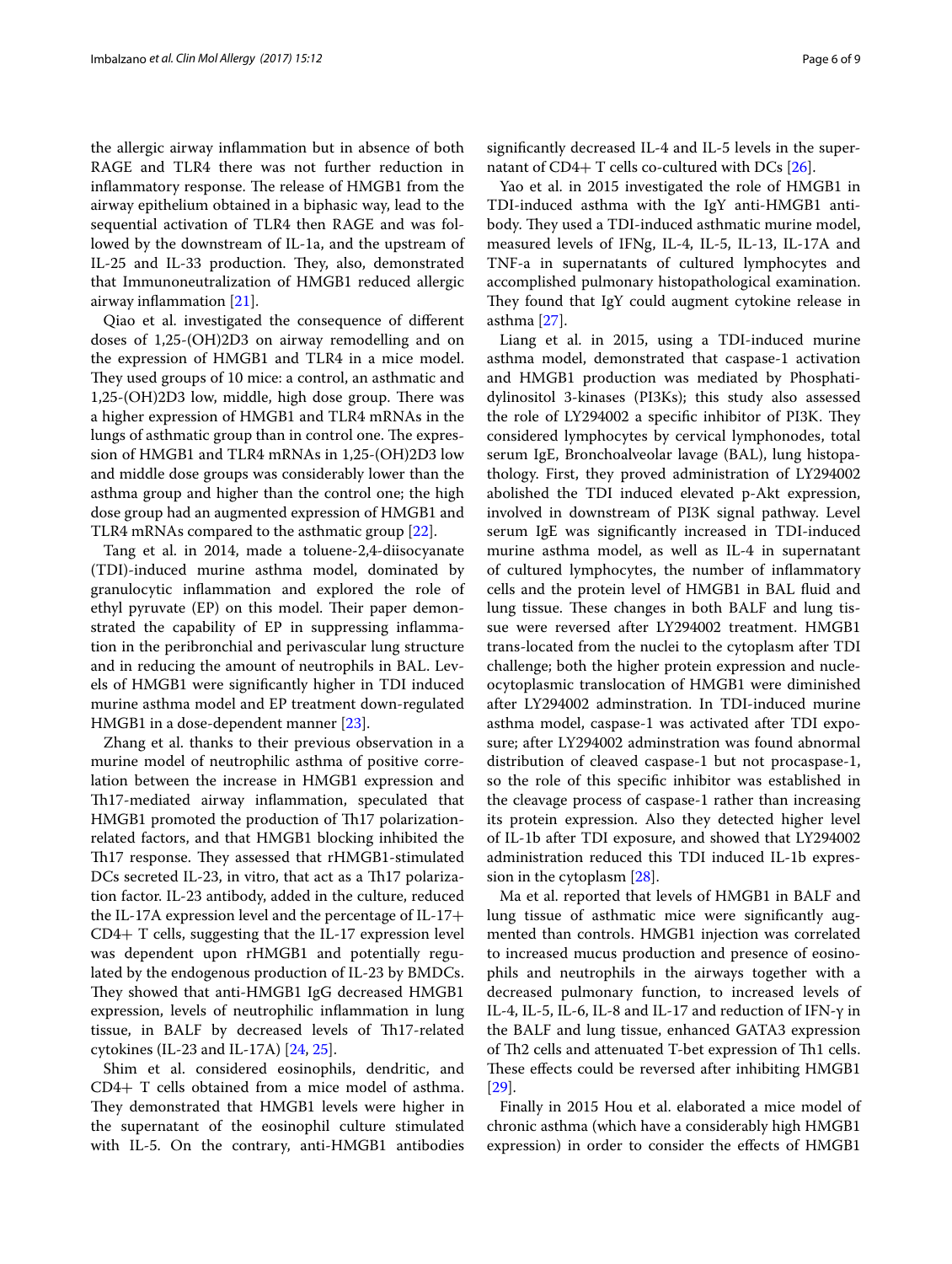the allergic airway inflammation but in absence of both RAGE and TLR4 there was not further reduction in inflammatory response. The release of HMGB1 from the airway epithelium obtained in a biphasic way, lead to the sequential activation of TLR4 then RAGE and was followed by the downstream of IL-1a, and the upstream of IL-25 and IL-33 production. They, also, demonstrated that Immunoneutralization of HMGB1 reduced allergic airway inflammation [21].

Qiao et al. investigated the consequence of different doses of 1,25-(OH)2D3 on airway remodelling and on the expression of HMGB1 and TLR4 in a mice model. They used groups of 10 mice: a control, an asthmatic and 1,25-(OH)2D3 low, middle, high dose group. There was a higher expression of HMGB1 and TLR4 mRNAs in the lungs of asthmatic group than in control one. The expression of HMGB1 and TLR4 mRNAs in 1,25-(OH)2D3 low and middle dose groups was considerably lower than the asthma group and higher than the control one; the high dose group had an augmented expression of HMGB1 and TLR4 mRNAs compared to the asthmatic group [22].

Tang et al. in 2014, made a toluene-2,4-diisocyanate (TDI)-induced murine asthma model, dominated by granulocytic inflammation and explored the role of ethyl pyruvate (EP) on this model. Their paper demonstrated the capability of EP in suppressing inflammation in the peribronchial and perivascular lung structure and in reducing the amount of neutrophils in BAL. Levels of HMGB1 were significantly higher in TDI induced murine asthma model and EP treatment down-regulated HMGB1 in a dose-dependent manner [23].

Zhang et al. thanks to their previous observation in a murine model of neutrophilic asthma of positive correlation between the increase in HMGB1 expression and Th17-mediated airway inflammation, speculated that HMGB1 promoted the production of Th17 polarization-related factors, and that HMGB1 blocking inhibited the Th17 response. They assessed that rHMGB1-stimulated DCs secreted IL-23, in vitro, that act as a Th17 polarization factor. IL-23 antibody, added in the culture, reduced the IL-17A expression level and the percentage of IL-17+ CD4+ T cells, suggesting that the IL-17 expression level was dependent upon rHMGB1 and potentially regulated by the endogenous production of IL-23 by BMDCs. They showed that anti-HMGB1 IgG decreased HMGB1 expression, levels of neutrophilic inflammation in lung tissue, in BALF by decreased levels of Th17-related cytokines (IL-23 and IL-17A) [24, 25].

Shim et al. considered eosinophils, dendritic, and CD4+ T cells obtained from a mice model of asthma. They demonstrated that HMGB1 levels were higher in the supernatant of the eosinophil culture stimulated with IL-5. On the contrary, anti-HMGB1 antibodies significantly decreased IL-4 and IL-5 levels in the supernatant of CD4+ T cells co-cultured with DCs [26].

Yao et al. in 2015 investigated the role of HMGB1 in TDI-induced asthma with the IgY anti-HMGB1 antibody. They used a TDI-induced asthmatic murine model, measured levels of IFNg, IL-4, IL-5, IL-13, IL-17A and TNF-a in supernatants of cultured lymphocytes and accomplished pulmonary histopathological examination. They found that IgY could augment cytokine release in asthma [27].

Liang et al. in 2015, using a TDI-induced murine asthma model, demonstrated that caspase-1 activation and HMGB1 production was mediated by Phosphatidylinositol 3-kinases (PI3Ks); this study also assessed the role of LY294002 a specific inhibitor of PI3K. They considered lymphocytes by cervical lymphonodes, total serum IgE, Bronchoalveolar lavage (BAL), lung histopathology. First, they proved administration of LY294002 abolished the TDI induced elevated p-Akt expression, involved in downstream of PI3K signal pathway. Level serum IgE was significantly increased in TDI-induced murine asthma model, as well as IL-4 in supernatant of cultured lymphocytes, the number of inflammatory cells and the protein level of HMGB1 in BAL fluid and lung tissue. These changes in both BALF and lung tissue were reversed after LY294002 treatment. HMGB1 trans-located from the nuclei to the cytoplasm after TDI challenge; both the higher protein expression and nucleocytoplasmic translocation of HMGB1 were diminished after LY294002 adminstration. In TDI-induced murine asthma model, caspase-1 was activated after TDI exposure; after LY294002 adminstration was found abnormal distribution of cleaved caspase-1 but not procaspase-1, so the role of this specific inhibitor was established in the cleavage process of caspase-1 rather than increasing its protein expression. Also they detected higher level of IL-1b after TDI exposure, and showed that LY294002 administration reduced this TDI induced IL-1b expression in the cytoplasm [28].

Ma et al. reported that levels of HMGB1 in BALF and lung tissue of asthmatic mice were significantly augmented than controls. HMGB1 injection was correlated to increased mucus production and presence of eosinophils and neutrophils in the airways together with a decreased pulmonary function, to increased levels of IL-4, IL-5, IL-6, IL-8 and IL-17 and reduction of IFN-γ in the BALF and lung tissue, enhanced GATA3 expression of Th2 cells and attenuated T-bet expression of Th1 cells. These effects could be reversed after inhibiting HMGB1 [29].

Finally in 2015 Hou et al. elaborated a mice model of chronic asthma (which have a considerably high HMGB1 expression) in order to consider the effects of HMGB1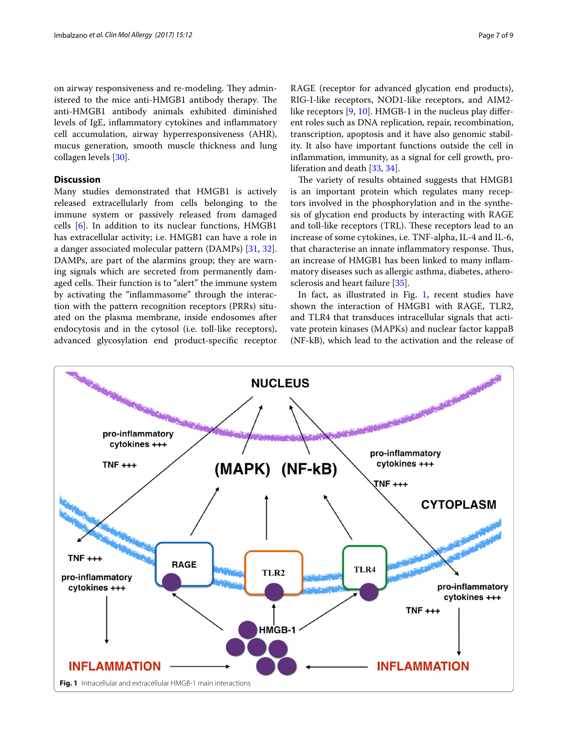on airway responsiveness and re-modeling. They administered to the mice anti-HMGB1 antibody therapy. The anti-HMGB1 antibody animals exhibited diminished levels of IgE, inflammatory cytokines and inflammatory cell accumulation, airway hyperresponsiveness (AHR), mucus generation, smooth muscle thickness and lung collagen levels [30].

## Discussion

Many studies demonstrated that HMGB1 is actively released extracellularly from cells belonging to the immune system or passively released from damaged cells [6]. In addition to its nuclear functions, HMGB1 has extracellular activity; i.e. HMGB1 can have a role in a danger associated molecular pattern (DAMPs) [31, 32]. DAMPs, are part of the alarmins group; they are warning signals which are secreted from permanently damaged cells. Their function is to "alert" the immune system by activating the "inflammasome" through the interaction with the pattern recognition receptors (PRRs) situated on the plasma membrane, inside endosomes after endocytosis and in the cytosol (i.e. toll-like receptors), advanced glycosylation end product-specific receptor RAGE (receptor for advanced glycation end products), RIG-I-like receptors, NOD1-like receptors, and AIM2-like receptors [9, 10]. HMGB-1 in the nucleus play different roles such as DNA replication, repair, recombination, transcription, apoptosis and it have also genomic stability. It also have important functions outside the cell in inflammation, immunity, as a signal for cell growth, proliferation and death [33, 34].

The variety of results obtained suggests that HMGB1 is an important protein which regulates many receptors involved in the phosphorylation and in the synthesis of glycation end products by interacting with RAGE and toll-like receptors (TRL). These receptors lead to an increase of some cytokines, i.e. TNF-alpha, IL-4 and IL-6, that characterise an innate inflammatory response. Thus, an increase of HMGB1 has been linked to many inflammatory diseases such as allergic asthma, diabetes, atherosclerosis and heart failure [35].

In fact, as illustrated in Fig. 1, recent studies have shown the interaction of HMGB1 with RAGE, TLR2, and TLR4 that transduces intracellular signals that activate protein kinases (MAPKs) and nuclear factor kappaB (NF-kB), which lead to the activation and the release of

**Fig. 1** Intracellular and extracellular HMGB-1 main interactions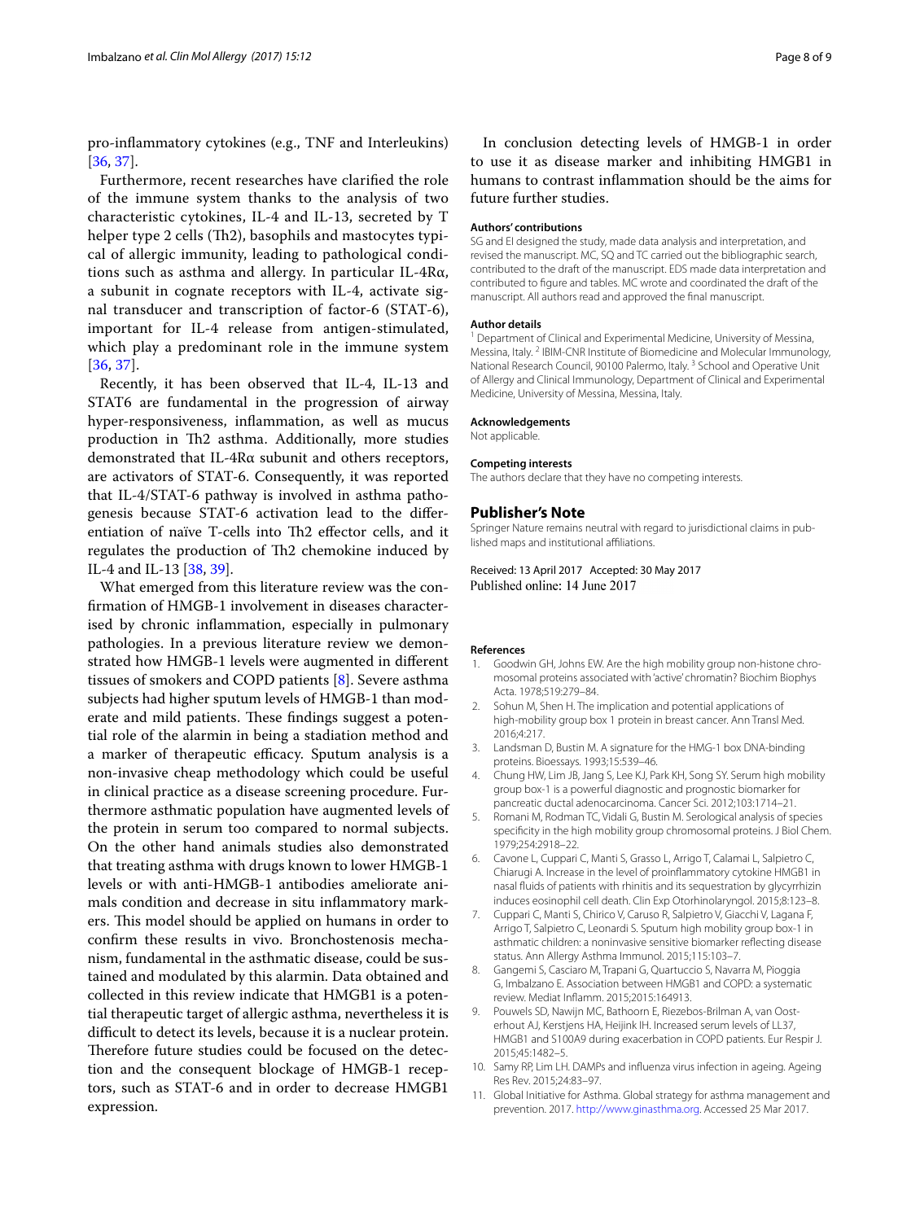pro-inflammatory cytokines (e.g., TNF and Interleukins) [36, 37].

Furthermore, recent researches have clarified the role of the immune system thanks to the analysis of two characteristic cytokines, IL-4 and IL-13, secreted by T helper type 2 cells (Th2), basophils and mastocytes typical of allergic immunity, leading to pathological conditions such as asthma and allergy. In particular IL-4Rα, a subunit in cognate receptors with IL-4, activate signal transducer and transcription of factor-6 (STAT-6), important for IL-4 release from antigen-stimulated, which play a predominant role in the immune system [36, 37].

Recently, it has been observed that IL-4, IL-13 and STAT6 are fundamental in the progression of airway hyper-responsiveness, inflammation, as well as mucus production in Th2 asthma. Additionally, more studies demonstrated that IL-4Rα subunit and others receptors, are activators of STAT-6. Consequently, it was reported that IL-4/STAT-6 pathway is involved in asthma pathogenesis because STAT-6 activation lead to the differentiation of naïve T-cells into Th2 effector cells, and it regulates the production of Th2 chemokine induced by IL-4 and IL-13 [38, 39].

What emerged from this literature review was the confirmation of HMGB-1 involvement in diseases characterised by chronic inflammation, especially in pulmonary pathologies. In a previous literature review we demonstrated how HMGB-1 levels were augmented in different tissues of smokers and COPD patients [8]. Severe asthma subjects had higher sputum levels of HMGB-1 than moderate and mild patients. These findings suggest a potential role of the alarmin in being a stadiation method and a marker of therapeutic efficacy. Sputum analysis is a non-invasive cheap methodology which could be useful in clinical practice as a disease screening procedure. Furthermore asthmatic population have augmented levels of the protein in serum too compared to normal subjects. On the other hand animals studies also demonstrated that treating asthma with drugs known to lower HMGB-1 levels or with anti-HMGB-1 antibodies ameliorate animals condition and decrease in situ inflammatory markers. This model should be applied on humans in order to confirm these results in vivo. Bronchostenosis mechanism, fundamental in the asthmatic disease, could be sustained and modulated by this alarmin. Data obtained and collected in this review indicate that HMGB1 is a potential therapeutic target of allergic asthma, nevertheless it is difficult to detect its levels, because it is a nuclear protein. Therefore future studies could be focused on the detection and the consequent blockage of HMGB-1 receptors, such as STAT-6 and in order to decrease HMGB1 expression.

In conclusion detecting levels of HMGB-1 in order to use it as disease marker and inhibiting HMGB1 in humans to contrast inflammation should be the aims for future further studies.

#### Authors' contributions

SG and EI designed the study, made data analysis and interpretation, and revised the manuscript. MC, SQ and TC carried out the bibliographic search, contributed to the draft of the manuscript. EDS made data interpretation and contributed to figure and tables. MC wrote and coordinated the draft of the manuscript. All authors read and approved the final manuscript.

#### Author details

[1] Department of Clinical and Experimental Medicine, University of Messina, Messina, Italy. [2] IBIM-CNR Institute of Biomedicine and Molecular Immunology, National Research Council, 90100 Palermo, Italy. [3] School and Operative Unit of Allergy and Clinical Immunology, Department of Clinical and Experimental Medicine, University of Messina, Messina, Italy.

#### Acknowledgements

Not applicable.

#### Competing interests

The authors declare that they have no competing interests.

### Publisher's Note

Springer Nature remains neutral with regard to jurisdictional claims in published maps and institutional affiliations.

Received: 13 April 2017 Accepted: 30 May 2017
Published online: 14 June 2017

#### References

1. Goodwin GH, Johns EW. Are the high mobility group non-histone chromosomal proteins associated with 'active' chromatin? Biochim Biophys Acta. 1978;519:279–84.
2. Sohun M, Shen H. The implication and potential applications of high-mobility group box 1 protein in breast cancer. Ann Transl Med. 2016;4:217.
3. Landsman D, Bustin M. A signature for the HMG-1 box DNA-binding proteins. Bioessays. 1993;15:539–46.
4. Chung HW, Lim JB, Jang S, Lee KJ, Park KH, Song SY. Serum high mobility group box-1 is a powerful diagnostic and prognostic biomarker for pancreatic ductal adenocarcinoma. Cancer Sci. 2012;103:1714–21.
5. Romani M, Rodman TC, Vidali G, Bustin M. Serological analysis of species specificity in the high mobility group chromosomal proteins. J Biol Chem. 1979;254:2918–22.
6. Cavone L, Cuppari C, Manti S, Grasso L, Arrigo T, Calamai L, Salpietro C, Chiarugi A. Increase in the level of proinflammatory cytokine HMGB1 in nasal fluids of patients with rhinitis and its sequestration by glycyrrhizin induces eosinophil cell death. Clin Exp Otorhinolaryngol. 2015;8:123–8.
7. Cuppari C, Manti S, Chirico V, Caruso R, Salpietro V, Giacchi V, Lagana F, Arrigo T, Salpietro C, Leonardi S. Sputum high mobility group box-1 in asthmatic children: a noninvasive sensitive biomarker reflecting disease status. Ann Allergy Asthma Immunol. 2015;115:103–7.
8. Gangemi S, Casciaro M, Trapani G, Quartuccio S, Navarra M, Pioggia G, Imbalzano E. Association between HMGB1 and COPD: a systematic review. Mediat Inflamm. 2015;2015:164913.
9. Pouwels SD, Nawijn MC, Bathoorn E, Riezebos-Brilman A, van Oosterhout AJ, Kerstjens HA, Heijink IH. Increased serum levels of LL37, HMGB1 and S100A9 during exacerbation in COPD patients. Eur Respir J. 2015;45:1482–5.
10. Samy RP, Lim LH. DAMPs and influenza virus infection in ageing. Ageing Res Rev. 2015;24:83–97.
11. Global Initiative for Asthma. Global strategy for asthma management and prevention. 2017. http://www.ginasthma.org. Accessed 25 Mar 2017.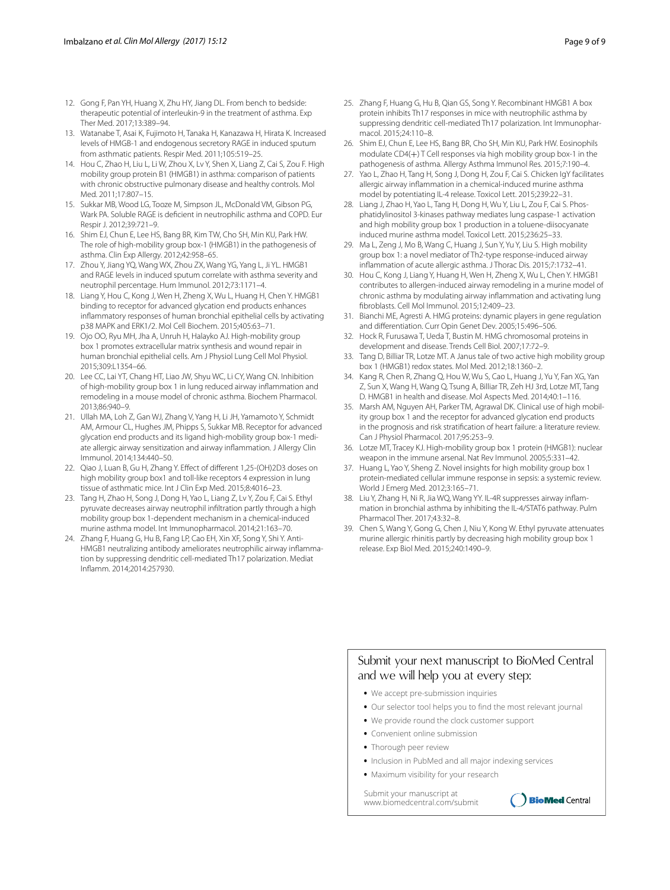12. Gong F, Pan YH, Huang X, Zhu HY, Jiang DL. From bench to bedside: therapeutic potential of interleukin-9 in the treatment of asthma. Exp Ther Med. 2017;13:389–94.
13. Watanabe T, Asai K, Fujimoto H, Tanaka H, Kanazawa H, Hirata K. Increased levels of HMGB-1 and endogenous secretory RAGE in induced sputum from asthmatic patients. Respir Med. 2011;105:519–25.
14. Hou C, Zhao H, Liu L, Li W, Zhou X, Lv Y, Shen X, Liang Z, Cai S, Zou F. High mobility group protein B1 (HMGB1) in asthma: comparison of patients with chronic obstructive pulmonary disease and healthy controls. Mol Med. 2011;17:807–15.
15. Sukkar MB, Wood LG, Tooze M, Simpson JL, McDonald VM, Gibson PG, Wark PA. Soluble RAGE is deficient in neutrophilic asthma and COPD. Eur Respir J. 2012;39:721–9.
16. Shim EJ, Chun E, Lee HS, Bang BR, Kim TW, Cho SH, Min KU, Park HW. The role of high-mobility group box-1 (HMGB1) in the pathogenesis of asthma. Clin Exp Allergy. 2012;42:958–65.
17. Zhou Y, Jiang YQ, Wang WX, Zhou ZX, Wang YG, Yang L, Ji YL. HMGB1 and RAGE levels in induced sputum correlate with asthma severity and neutrophil percentage. Hum Immunol. 2012;73:1171–4.
18. Liang Y, Hou C, Kong J, Wen H, Zheng X, Wu L, Huang H, Chen Y. HMGB1 binding to receptor for advanced glycation end products enhances inflammatory responses of human bronchial epithelial cells by activating p38 MAPK and ERK1/2. Mol Cell Biochem. 2015;405:63–71.
19. Ojo OO, Ryu MH, Jha A, Unruh H, Halayko AJ. High-mobility group box 1 promotes extracellular matrix synthesis and wound repair in human bronchial epithelial cells. Am J Physiol Lung Cell Mol Physiol. 2015;309:L1354–66.
20. Lee CC, Lai YT, Chang HT, Liao JW, Shyu WC, Li CY, Wang CN. Inhibition of high-mobility group box 1 in lung reduced airway inflammation and remodeling in a mouse model of chronic asthma. Biochem Pharmacol. 2013;86:940–9.
21. Ullah MA, Loh Z, Gan WJ, Zhang V, Yang H, Li JH, Yamamoto Y, Schmidt AM, Armour CL, Hughes JM, Phipps S, Sukkar MB. Receptor for advanced glycation end products and its ligand high-mobility group box-1 mediate allergic airway sensitization and airway inflammation. J Allergy Clin Immunol. 2014;134:440–50.
22. Qiao J, Luan B, Gu H, Zhang Y. Effect of different 1,25-(OH)2D3 doses on high mobility group box1 and toll-like receptors 4 expression in lung tissue of asthmatic mice. Int J Clin Exp Med. 2015;8:4016–23.
23. Tang H, Zhao H, Song J, Dong H, Yao L, Liang Z, Lv Y, Zou F, Cai S. Ethyl pyruvate decreases airway neutrophil infiltration partly through a high mobility group box 1-dependent mechanism in a chemical-induced murine asthma model. Int Immunopharmacol. 2014;21:163–70.
24. Zhang F, Huang G, Hu B, Fang LP, Cao EH, Xin XF, Song Y, Shi Y. Anti-HMGB1 neutralizing antibody ameliorates neutrophilic airway inflammation by suppressing dendritic cell-mediated Th17 polarization. Mediat Inflamm. 2014;2014:257930.
25. Zhang F, Huang G, Hu B, Qian GS, Song Y. Recombinant HMGB1 A box protein inhibits Th17 responses in mice with neutrophilic asthma by suppressing dendritic cell-mediated Th17 polarization. Int Immunopharmacol. 2015;24:110–8.
26. Shim EJ, Chun E, Lee HS, Bang BR, Cho SH, Min KU, Park HW. Eosinophils modulate CD4(+) T Cell responses via high mobility group box-1 in the pathogenesis of asthma. Allergy Asthma Immunol Res. 2015;7:190–4.
27. Yao L, Zhao H, Tang H, Song J, Dong H, Zou F, Cai S. Chicken IgY facilitates allergic airway inflammation in a chemical-induced murine asthma model by potentiating IL-4 release. Toxicol Lett. 2015;239:22–31.
28. Liang J, Zhao H, Yao L, Tang H, Dong H, Wu Y, Liu L, Zou F, Cai S. Phosphatidylinositol 3-kinases pathway mediates lung caspase-1 activation and high mobility group box 1 production in a toluene-diisocyanate induced murine asthma model. Toxicol Lett. 2015;236:25–33.
29. Ma L, Zeng J, Mo B, Wang C, Huang J, Sun Y, Yu Y, Liu S. High mobility group box 1: a novel mediator of Th2-type response-induced airway inflammation of acute allergic asthma. J Thorac Dis. 2015;7:1732–41.
30. Hou C, Kong J, Liang Y, Huang H, Wen H, Zheng X, Wu L, Chen Y. HMGB1 contributes to allergen-induced airway remodeling in a murine model of chronic asthma by modulating airway inflammation and activating lung fibroblasts. Cell Mol Immunol. 2015;12:409–23.
31. Bianchi ME, Agresti A. HMG proteins: dynamic players in gene regulation and differentiation. Curr Opin Genet Dev. 2005;15:496–506.
32. Hock R, Furusawa T, Ueda T, Bustin M. HMG chromosomal proteins in development and disease. Trends Cell Biol. 2007;17:72–9.
33. Tang D, Billiar TR, Lotze MT. A Janus tale of two active high mobility group box 1 (HMGB1) redox states. Mol Med. 2012;18:1360–2.
34. Kang R, Chen R, Zhang Q, Hou W, Wu S, Cao L, Huang J, Yu Y, Fan XG, Yan Z, Sun X, Wang H, Wang Q, Tsung A, Billiar TR, Zeh HJ 3rd, Lotze MT, Tang D. HMGB1 in health and disease. Mol Aspects Med. 2014;40:1–116.
35. Marsh AM, Nguyen AH, Parker TM, Agrawal DK. Clinical use of high mobility group box 1 and the receptor for advanced glycation end products in the prognosis and risk stratification of heart failure: a literature review. Can J Physiol Pharmacol. 2017;95:253–9.
36. Lotze MT, Tracey KJ. High-mobility group box 1 protein (HMGB1): nuclear weapon in the immune arsenal. Nat Rev Immunol. 2005;5:331–42.
37. Huang L, Yao Y, Sheng Z. Novel insights for high mobility group box 1 protein-mediated cellular immune response in sepsis: a systemic review. World J Emerg Med. 2012;3:165–71.
38. Liu Y, Zhang H, Ni R, Jia WQ, Wang YY. IL-4R suppresses airway inflammation in bronchial asthma by inhibiting the IL-4/STAT6 pathway. Pulm Pharmacol Ther. 2017;43:32–8.
39. Chen S, Wang Y, Gong G, Chen J, Niu Y, Kong W. Ethyl pyruvate attenuates murine allergic rhinitis partly by decreasing high mobility group box 1 release. Exp Biol Med. 2015;240:1490–9.

Submit your next manuscript to BioMed Central and we will help you at every step:

- We accept pre-submission inquiries
- Our selector tool helps you to find the most relevant journal
- We provide round the clock customer support
- Convenient online submission
- Thorough peer review
- Inclusion in PubMed and all major indexing services
- Maximum visibility for your research

Submit your manuscript at www.biomedcentral.com/submit

BioMed Central